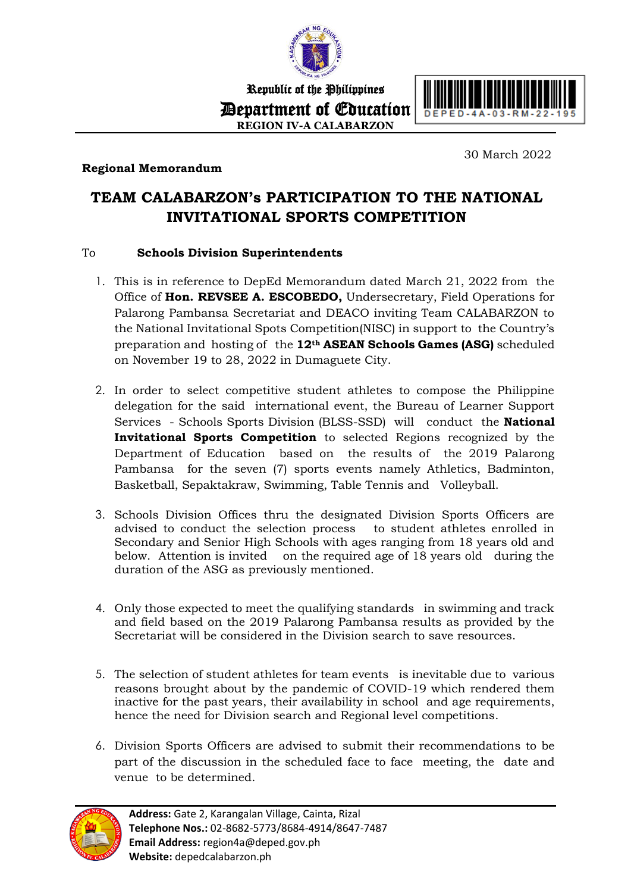Republic of the Philippines
Department of Education
REGION IV-A CALABARZON

DEPED-4A-03-RM-22-195

30 March 2022

**Regional Memorandum**

# TEAM CALABARZON's PARTICIPATION TO THE NATIONAL INVITATIONAL SPORTS COMPETITION

To **Schools Division Superintendents**

1. This is in reference to DepEd Memorandum dated March 21, 2022 from the Office of **Hon. REVSEE A. ESCOBEDO,** Undersecretary, Field Operations for Palarong Pambansa Secretariat and DEACO inviting Team CALABARZON to the National Invitational Spots Competition(NISC) in support to the Country's preparation and hosting of the **12th ASEAN Schools Games (ASG)** scheduled on November 19 to 28, 2022 in Dumaguete City.

2. In order to select competitive student athletes to compose the Philippine delegation for the said international event, the Bureau of Learner Support Services - Schools Sports Division (BLSS-SSD) will conduct the **National Invitational Sports Competition** to selected Regions recognized by the Department of Education based on the results of the 2019 Palarong Pambansa for the seven (7) sports events namely Athletics, Badminton, Basketball, Sepaktakraw, Swimming, Table Tennis and Volleyball.

3. Schools Division Offices thru the designated Division Sports Officers are advised to conduct the selection process to student athletes enrolled in Secondary and Senior High Schools with ages ranging from 18 years old and below. Attention is invited on the required age of 18 years old during the duration of the ASG as previously mentioned.

4. Only those expected to meet the qualifying standards in swimming and track and field based on the 2019 Palarong Pambansa results as provided by the Secretariat will be considered in the Division search to save resources.

5. The selection of student athletes for team events is inevitable due to various reasons brought about by the pandemic of COVID-19 which rendered them inactive for the past years, their availability in school and age requirements, hence the need for Division search and Regional level competitions.

6. Division Sports Officers are advised to submit their recommendations to be part of the discussion in the scheduled face to face meeting, the date and venue to be determined.

**Address:** Gate 2, Karangalan Village, Cainta, Rizal
**Telephone Nos.:** 02-8682-5773/8684-4914/8647-7487
**Email Address:** region4a@deped.gov.ph
**Website:** depedcalabarzon.ph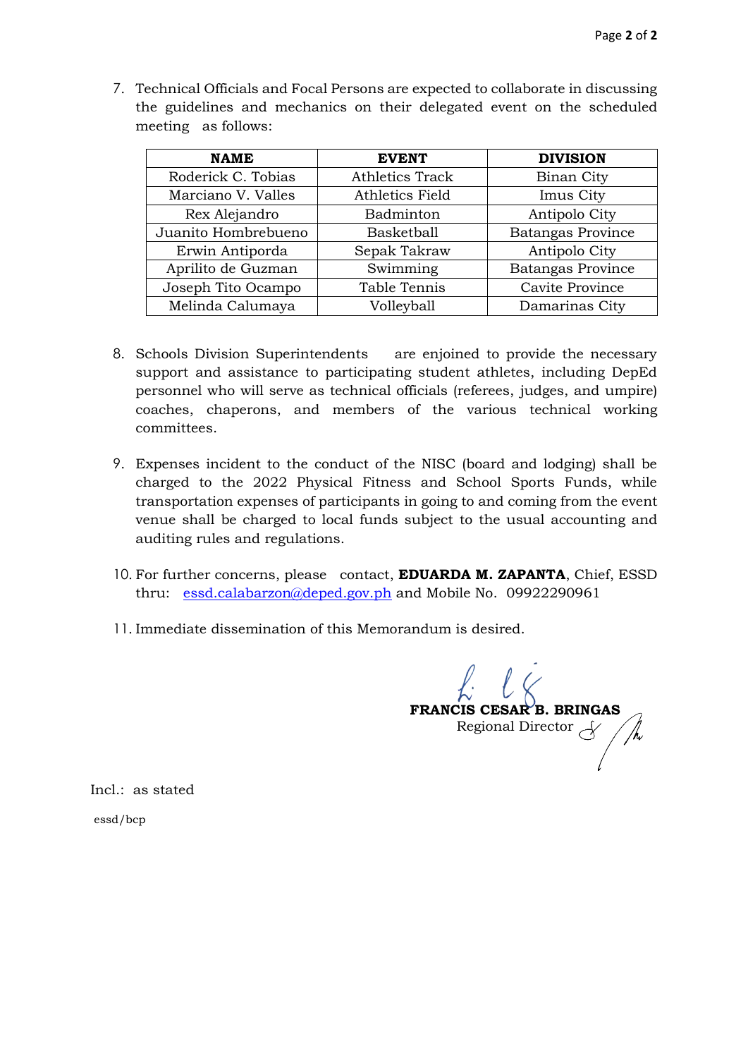7. Technical Officials and Focal Persons are expected to collaborate in discussing the guidelines and mechanics on their delegated event on the scheduled meeting as follows:

| NAME | EVENT | DIVISION |
|---|---|---|
| Roderick C. Tobias | Athletics Track | Binan City |
| Marciano V. Valles | Athletics Field | Imus City |
| Rex Alejandro | Badminton | Antipolo City |
| Juanito Hombrebueno | Basketball | Batangas Province |
| Erwin Antiporda | Sepak Takraw | Antipolo City |
| Aprilito de Guzman | Swimming | Batangas Province |
| Joseph Tito Ocampo | Table Tennis | Cavite Province |
| Melinda Calumaya | Volleyball | Damarinas City |

8. Schools Division Superintendents are enjoined to provide the necessary support and assistance to participating student athletes, including DepEd personnel who will serve as technical officials (referees, judges, and umpire) coaches, chaperons, and members of the various technical working committees.

9. Expenses incident to the conduct of the NISC (board and lodging) shall be charged to the 2022 Physical Fitness and School Sports Funds, while transportation expenses of participants in going to and coming from the event venue shall be charged to local funds subject to the usual accounting and auditing rules and regulations.

10. For further concerns, please contact, **EDUARDA M. ZAPANTA**, Chief, ESSD thru: essd.calabarzon@deped.gov.ph and Mobile No. 09922290961

11. Immediate dissemination of this Memorandum is desired.

**FRANCIS CESAR B. BRINGAS**
Regional Director

Incl.: as stated

essd/bcp